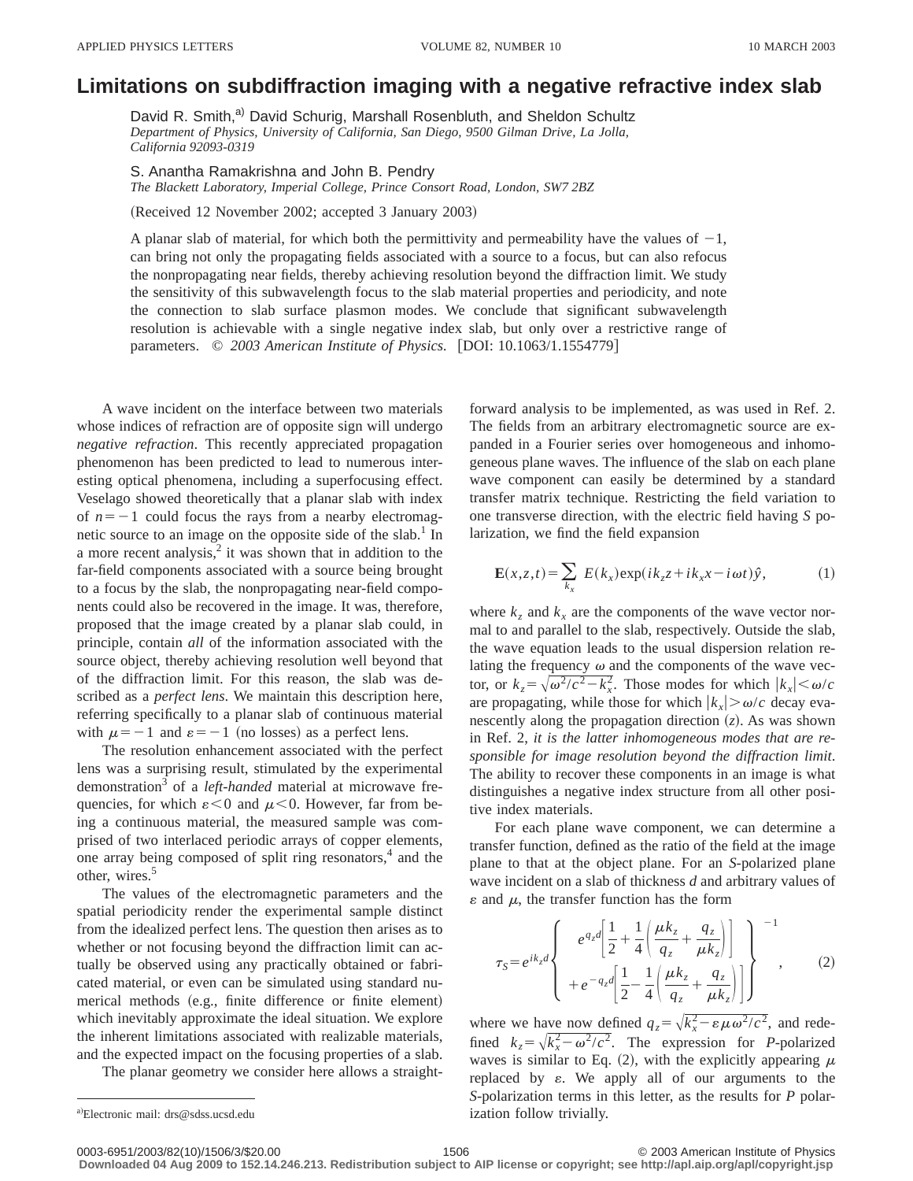# Limitations on subdiffraction imaging with a negative refractive index slab

David R. Smith,[a] David Schurig, Marshall Rosenbluth, and Sheldon Schultz
*Department of Physics, University of California, San Diego, 9500 Gilman Drive, La Jolla, California 92093-0319*

S. Anantha Ramakrishna and John B. Pendry
*The Blackett Laboratory, Imperial College, Prince Consort Road, London, SW7 2BZ*

(Received 12 November 2002; accepted 3 January 2003)

A planar slab of material, for which both the permittivity and permeability have the values of $-1$, can bring not only the propagating fields associated with a source to a focus, but can also refocus the nonpropagating near fields, thereby achieving resolution beyond the diffraction limit. We study the sensitivity of this subwavelength focus to the slab material properties and periodicity, and note the connection to slab surface plasmon modes. We conclude that significant subwavelength resolution is achievable with a single negative index slab, but only over a restrictive range of parameters. © *2003 American Institute of Physics.* [DOI: 10.1063/1.1554779]

A wave incident on the interface between two materials whose indices of refraction are of opposite sign will undergo *negative refraction*. This recently appreciated propagation phenomenon has been predicted to lead to numerous interesting optical phenomena, including a superfocusing effect. Veselago showed theoretically that a planar slab with index of $n=-1$ could focus the rays from a nearby electromagnetic source to an image on the opposite side of the slab.[1] In a more recent analysis,[2] it was shown that in addition to the far-field components associated with a source being brought to a focus by the slab, the nonpropagating near-field components could also be recovered in the image. It was, therefore, proposed that the image created by a planar slab could, in principle, contain *all* of the information associated with the source object, thereby achieving resolution well beyond that of the diffraction limit. For this reason, the slab was described as a *perfect lens*. We maintain this description here, referring specifically to a planar slab of continuous material with $\mu=-1$ and $\varepsilon=-1$ (no losses) as a perfect lens.

The resolution enhancement associated with the perfect lens was a surprising result, stimulated by the experimental demonstration[3] of a *left-handed* material at microwave frequencies, for which $\varepsilon<0$ and $\mu<0$. However, far from being a continuous material, the measured sample was comprised of two interlaced periodic arrays of copper elements, one array being composed of split ring resonators,[4] and the other, wires.[5]

The values of the electromagnetic parameters and the spatial periodicity render the experimental sample distinct from the idealized perfect lens. The question then arises as to whether or not focusing beyond the diffraction limit can actually be observed using any practically obtained or fabricated material, or even can be simulated using standard numerical methods (e.g., finite difference or finite element) which inevitably approximate the ideal situation. We explore the inherent limitations associated with realizable materials, and the expected impact on the focusing properties of a slab.

The planar geometry we consider here allows a straightforward analysis to be implemented, as was used in Ref. 2. The fields from an arbitrary electromagnetic source are expanded in a Fourier series over homogeneous and inhomogeneous plane waves. The influence of the slab on each plane wave component can easily be determined by a standard transfer matrix technique. Restricting the field variation to one transverse direction, with the electric field having *S* polarization, we find the field expansion

$$\mathbf{E}(x,z,t)=\sum_{k_x} E(k_x)\exp(ik_z z+ik_x x-i\omega t)\hat{y}, \tag{1}$$

where $k_z$ and $k_x$ are the components of the wave vector normal to and parallel to the slab, respectively. Outside the slab, the wave equation leads to the usual dispersion relation relating the frequency $\omega$ and the components of the wave vector, or $k_z=\sqrt{\omega^2/c^2-k_x^2}$. Those modes for which $|k_x|<\omega/c$ are propagating, while those for which $|k_x|>\omega/c$ decay evanescently along the propagation direction ($z$). As was shown in Ref. 2, *it is the latter inhomogeneous modes that are responsible for image resolution beyond the diffraction limit*. The ability to recover these components in an image is what distinguishes a negative index structure from all other positive index materials.

For each plane wave component, we can determine a transfer function, defined as the ratio of the field at the image plane to that at the object plane. For an *S*-polarized plane wave incident on a slab of thickness *d* and arbitrary values of $\varepsilon$ and $\mu$, the transfer function has the form

$$\tau_S=e^{ik_z d}\left\{\begin{array}{l} e^{q_z d}\left[\dfrac{1}{2}+\dfrac{1}{4}\left(\dfrac{\mu k_z}{q_z}+\dfrac{q_z}{\mu k_z}\right)\right] \\ +e^{-q_z d}\left[\dfrac{1}{2}-\dfrac{1}{4}\left(\dfrac{\mu k_z}{q_z}+\dfrac{q_z}{\mu k_z}\right)\right] \end{array}\right\}^{-1}, \tag{2}$$

where we have now defined $q_z=\sqrt{k_x^2-\varepsilon\mu\omega^2/c^2}$, and redefined $k_z=\sqrt{k_x^2-\omega^2/c^2}$. The expression for *P*-polarized waves is similar to Eq. (2), with the explicitly appearing $\mu$ replaced by $\varepsilon$. We apply all of our arguments to the *S*-polarization terms in this letter, as the results for *P* polarization follow trivially.

[a] Electronic mail: drs@sdss.ucsd.edu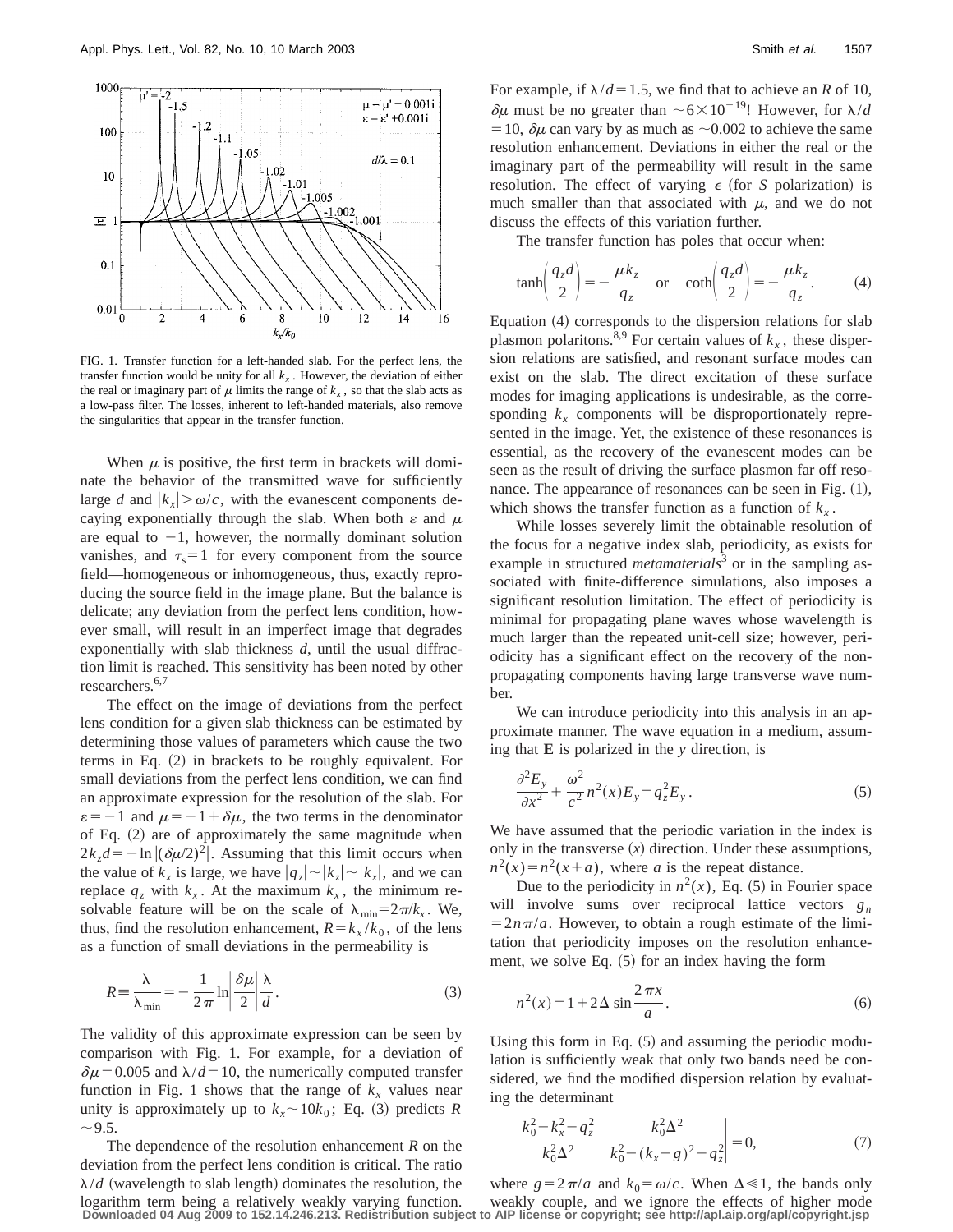FIG. 1. Transfer function for a left-handed slab. For the perfect lens, the transfer function would be unity for all $k_x$. However, the deviation of either the real or imaginary part of $\mu$ limits the range of $k_x$, so that the slab acts as a low-pass filter. The losses, inherent to left-handed materials, also remove the singularities that appear in the transfer function.

When $\mu$ is positive, the first term in brackets will dominate the behavior of the transmitted wave for sufficiently large $d$ and $|k_x| > \omega/c$, with the evanescent components decaying exponentially through the slab. When both $\varepsilon$ and $\mu$ are equal to $-1$, however, the normally dominant solution vanishes, and $\tau_s = 1$ for every component from the source field—homogeneous or inhomogeneous, thus, exactly reproducing the source field in the image plane. But the balance is delicate; any deviation from the perfect lens condition, however small, will result in an imperfect image that degrades exponentially with slab thickness $d$, until the usual diffraction limit is reached. This sensitivity has been noted by other researchers.[6,7]

The effect on the image of deviations from the perfect lens condition for a given slab thickness can be estimated by determining those values of parameters which cause the two terms in Eq. (2) in brackets to be roughly equivalent. For small deviations from the perfect lens condition, we can find an approximate expression for the resolution of the slab. For $\varepsilon = -1$ and $\mu = -1 + \delta\mu$, the two terms in the denominator of Eq. (2) are of approximately the same magnitude when $2k_z d = -\ln|(\delta\mu/2)^2|$. Assuming that this limit occurs when the value of $k_x$ is large, we have $|q_z| \sim |k_z| \sim |k_x|$, and we can replace $q_z$ with $k_x$. At the maximum $k_x$, the minimum resolvable feature will be on the scale of $\lambda_{\min} = 2\pi/k_x$. We, thus, find the resolution enhancement, $R = k_x/k_0$, of the lens as a function of small deviations in the permeability is

$$R \equiv \frac{\lambda}{\lambda_{\min}} = -\frac{1}{2\pi} \ln\left|\frac{\delta\mu}{2}\right| \frac{\lambda}{d}. \tag{3}$$

The validity of this approximate expression can be seen by comparison with Fig. 1. For example, for a deviation of $\delta\mu = 0.005$ and $\lambda/d = 10$, the numerically computed transfer function in Fig. 1 shows that the range of $k_x$ values near unity is approximately up to $k_x \sim 10k_0$; Eq. (3) predicts $R \sim 9.5$.

The dependence of the resolution enhancement $R$ on the deviation from the perfect lens condition is critical. The ratio $\lambda/d$ (wavelength to slab length) dominates the resolution, the logarithm term being a relatively weakly varying function. For example, if $\lambda/d = 1.5$, we find that to achieve an $R$ of 10, $\delta\mu$ must be no greater than $\sim 6 \times 10^{-19}$! However, for $\lambda/d = 10$, $\delta\mu$ can vary by as much as $\sim 0.002$ to achieve the same resolution enhancement. Deviations in either the real or the imaginary part of the permeability will result in the same resolution. The effect of varying $\epsilon$ (for $S$ polarization) is much smaller than that associated with $\mu$, and we do not discuss the effects of this variation further.

The transfer function has poles that occur when:

$$\tanh\left(\frac{q_z d}{2}\right) = -\frac{\mu k_z}{q_z} \quad \text{or} \quad \coth\left(\frac{q_z d}{2}\right) = -\frac{\mu k_z}{q_z}. \tag{4}$$

Equation (4) corresponds to the dispersion relations for slab plasmon polaritons.[8,9] For certain values of $k_x$, these dispersion relations are satisfied, and resonant surface modes can exist on the slab. The direct excitation of these surface modes for imaging applications is undesirable, as the corresponding $k_x$ components will be disproportionately represented in the image. Yet, the existence of these resonances is essential, as the recovery of the evanescent modes can be seen as the result of driving the surface plasmon far off resonance. The appearance of resonances can be seen in Fig. (1), which shows the transfer function as a function of $k_x$.

While losses severely limit the obtainable resolution of the focus for a negative index slab, periodicity, as exists for example in structured *metamaterials*[3] or in the sampling associated with finite-difference simulations, also imposes a significant resolution limitation. The effect of periodicity is minimal for propagating plane waves whose wavelength is much larger than the repeated unit-cell size; however, periodicity has a significant effect on the recovery of the nonpropagating components having large transverse wave number.

We can introduce periodicity into this analysis in an approximate manner. The wave equation in a medium, assuming that $\mathbf{E}$ is polarized in the $y$ direction, is

$$\frac{\partial^2 E_y}{\partial x^2} + \frac{\omega^2}{c^2} n^2(x) E_y = q_z^2 E_y. \tag{5}$$

We have assumed that the periodic variation in the index is only in the transverse ($x$) direction. Under these assumptions, $n^2(x) = n^2(x+a)$, where $a$ is the repeat distance.

Due to the periodicity in $n^2(x)$, Eq. (5) in Fourier space will involve sums over reciprocal lattice vectors $g_n = 2n\pi/a$. However, to obtain a rough estimate of the limitation that periodicity imposes on the resolution enhancement, we solve Eq. (5) for an index having the form

$$n^2(x) = 1 + 2\Delta \sin\frac{2\pi x}{a}. \tag{6}$$

Using this form in Eq. (5) and assuming the periodic modulation is sufficiently weak that only two bands need be considered, we find the modified dispersion relation by evaluating the determinant

$$\begin{vmatrix} k_0^2 - k_x^2 - q_z^2 & k_0^2 \Delta^2 \\ k_0^2 \Delta^2 & k_0^2 - (k_x - g)^2 - q_z^2 \end{vmatrix} = 0, \tag{7}$$

where $g = 2\pi/a$ and $k_0 = \omega/c$. When $\Delta \ll 1$, the bands only weakly couple, and we ignore the effects of higher mode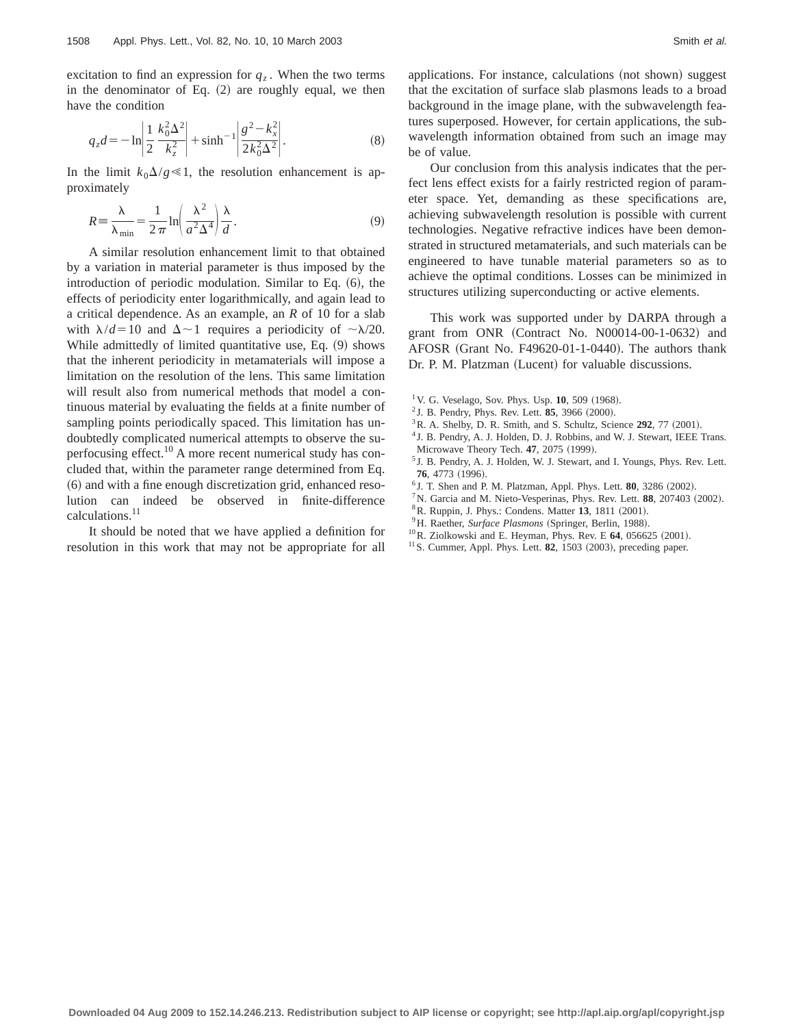excitation to find an expression for $q_z$. When the two terms in the denominator of Eq. (2) are roughly equal, we then have the condition

$$q_z d = -\ln\left|\frac{1}{2}\frac{k_0^2\Delta^2}{k_z^2}\right| + \sinh^{-1}\left|\frac{g^2-k_x^2}{2k_0^2\Delta^2}\right|. \tag{8}$$

In the limit $k_0\Delta/g \ll 1$, the resolution enhancement is approximately

$$R \equiv \frac{\lambda}{\lambda_{\min}} = \frac{1}{2\pi}\ln\left(\frac{\lambda^2}{a^2\Delta^4}\right)\frac{\lambda}{d}. \tag{9}$$

A similar resolution enhancement limit to that obtained by a variation in material parameter is thus imposed by the introduction of periodic modulation. Similar to Eq. (6), the effects of periodicity enter logarithmically, and again lead to a critical dependence. As an example, an $R$ of 10 for a slab with $\lambda/d = 10$ and $\Delta \sim 1$ requires a periodicity of $\sim\lambda/20$. While admittedly of limited quantitative use, Eq. (9) shows that the inherent periodicity in metamaterials will impose a limitation on the resolution of the lens. This same limitation will result also from numerical methods that model a continuous material by evaluating the fields at a finite number of sampling points periodically spaced. This limitation has undoubtedly complicated numerical attempts to observe the superfocusing effect.[10] A more recent numerical study has concluded that, within the parameter range determined from Eq. (6) and with a fine enough discretization grid, enhanced resolution can indeed be observed in finite-difference calculations.[11]

It should be noted that we have applied a definition for resolution in this work that may not be appropriate for all applications. For instance, calculations (not shown) suggest that the excitation of surface slab plasmons leads to a broad background in the image plane, with the subwavelength features superposed. However, for certain applications, the subwavelength information obtained from such an image may be of value.

Our conclusion from this analysis indicates that the perfect lens effect exists for a fairly restricted region of parameter space. Yet, demanding as these specifications are, achieving subwavelength resolution is possible with current technologies. Negative refractive indices have been demonstrated in structured metamaterials, and such materials can be engineered to have tunable material parameters so as to achieve the optimal conditions. Losses can be minimized in structures utilizing superconducting or active elements.

This work was supported under by DARPA through a grant from ONR (Contract No. N00014-00-1-0632) and AFOSR (Grant No. F49620-01-1-0440). The authors thank Dr. P. M. Platzman (Lucent) for valuable discussions.

[1] V. G. Veselago, Sov. Phys. Usp. **10**, 509 (1968).
[2] J. B. Pendry, Phys. Rev. Lett. **85**, 3966 (2000).
[3] R. A. Shelby, D. R. Smith, and S. Schultz, Science **292**, 77 (2001).
[4] J. B. Pendry, A. J. Holden, D. J. Robbins, and W. J. Stewart, IEEE Trans. Microwave Theory Tech. **47**, 2075 (1999).
[5] J. B. Pendry, A. J. Holden, W. J. Stewart, and I. Youngs, Phys. Rev. Lett. **76**, 4773 (1996).
[6] J. T. Shen and P. M. Platzman, Appl. Phys. Lett. **80**, 3286 (2002).
[7] N. Garcia and M. Nieto-Vesperinas, Phys. Rev. Lett. **88**, 207403 (2002).
[8] R. Ruppin, J. Phys.: Condens. Matter **13**, 1811 (2001).
[9] H. Raether, *Surface Plasmons* (Springer, Berlin, 1988).
[10] R. Ziolkowski and E. Heyman, Phys. Rev. E **64**, 056625 (2001).
[11] S. Cummer, Appl. Phys. Lett. **82**, 1503 (2003), preceding paper.